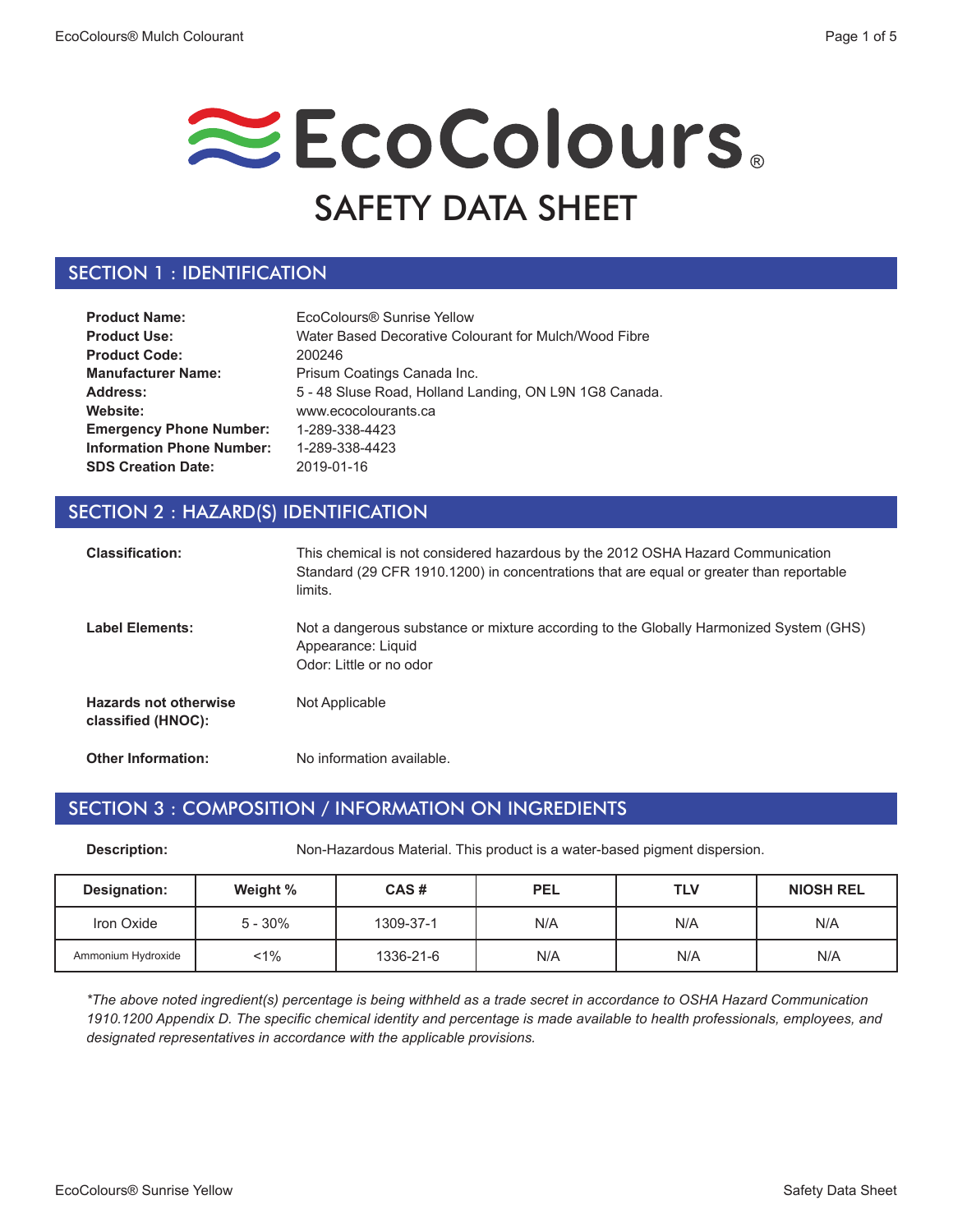# EcoColours®

# SAFETY DATA SHEET

## SECTION 1 : IDENTIFICATION

**Product Name:** EcoColours® Sunrise Yellow
**Product Use:** Water Based Decorative Colourant for Mulch/Wood Fibre
**Product Code:** 200246
**Manufacturer Name:** Prisum Coatings Canada Inc.
**Address:** 5 - 48 Sluse Road, Holland Landing, ON L9N 1G8 Canada.
**Website:** www.ecocolourants.ca
**Emergency Phone Number:** 1-289-338-4423
**Information Phone Number:** 1-289-338-4423
**SDS Creation Date:** 2019-01-16

## SECTION 2 : HAZARD(S) IDENTIFICATION

**Classification:** This chemical is not considered hazardous by the 2012 OSHA Hazard Communication Standard (29 CFR 1910.1200) in concentrations that are equal or greater than reportable limits.

**Label Elements:** Not a dangerous substance or mixture according to the Globally Harmonized System (GHS)
Appearance: Liquid
Odor: Little or no odor

**Hazards not otherwise classified (HNOC):** Not Applicable

**Other Information:** No information available.

## SECTION 3 : COMPOSITION / INFORMATION ON INGREDIENTS

**Description:** Non-Hazardous Material. This product is a water-based pigment dispersion.

| Designation: | Weight % | CAS # | PEL | TLV | NIOSH REL |
|---|---|---|---|---|---|
| Iron Oxide | 5 - 30% | 1309-37-1 | N/A | N/A | N/A |
| Ammonium Hydroxide | <1% | 1336-21-6 | N/A | N/A | N/A |

*\*The above noted ingredient(s) percentage is being withheld as a trade secret in accordance to OSHA Hazard Communication 1910.1200 Appendix D. The specific chemical identity and percentage is made available to health professionals, employees, and designated representatives in accordance with the applicable provisions.*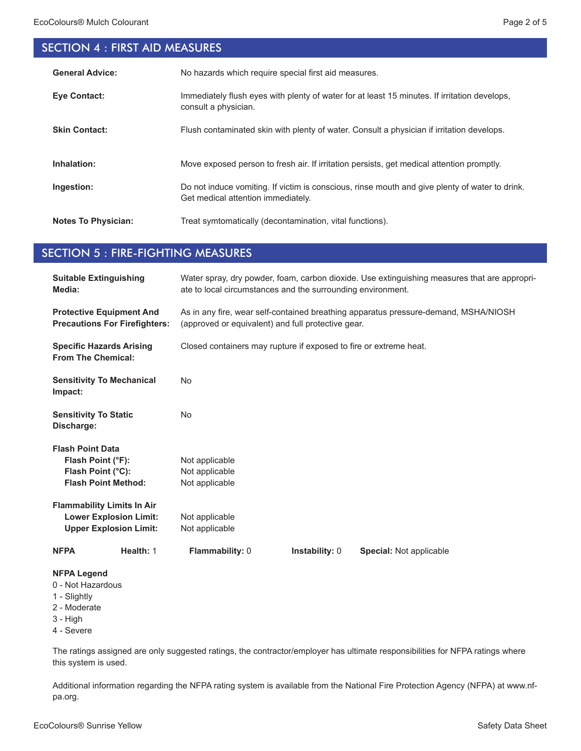## SECTION 4 : FIRST AID MEASURES

**General Advice:** No hazards which require special first aid measures.

**Eye Contact:** Immediately flush eyes with plenty of water for at least 15 minutes. If irritation develops, consult a physician.

**Skin Contact:** Flush contaminated skin with plenty of water. Consult a physician if irritation develops.

**Inhalation:** Move exposed person to fresh air. If irritation persists, get medical attention promptly.

**Ingestion:** Do not induce vomiting. If victim is conscious, rinse mouth and give plenty of water to drink. Get medical attention immediately.

**Notes To Physician:** Treat symtomatically (decontamination, vital functions).

## SECTION 5 : FIRE-FIGHTING MEASURES

**Suitable Extinguishing Media:** Water spray, dry powder, foam, carbon dioxide. Use extinguishing measures that are appropriate to local circumstances and the surrounding environment.

**Protective Equipment And Precautions For Firefighters:** As in any fire, wear self-contained breathing apparatus pressure-demand, MSHA/NIOSH (approved or equivalent) and full protective gear.

**Specific Hazards Arising From The Chemical:** Closed containers may rupture if exposed to fire or extreme heat.

**Sensitivity To Mechanical Impact:** No

**Sensitivity To Static Discharge:** No

**Flash Point Data**
- **Flash Point (°F):** Not applicable
- **Flash Point (°C):** Not applicable
- **Flash Point Method:** Not applicable

**Flammability Limits In Air**
- **Lower Explosion Limit:** Not applicable
- **Upper Explosion Limit:** Not applicable

**NFPA** **Health:** 1 **Flammability:** 0 **Instability:** 0 **Special:** Not applicable

**NFPA Legend**
0 - Not Hazardous
1 - Slightly
2 - Moderate
3 - High
4 - Severe

The ratings assigned are only suggested ratings, the contractor/employer has ultimate responsibilities for NFPA ratings where this system is used.

Additional information regarding the NFPA rating system is available from the National Fire Protection Agency (NFPA) at www.nfpa.org.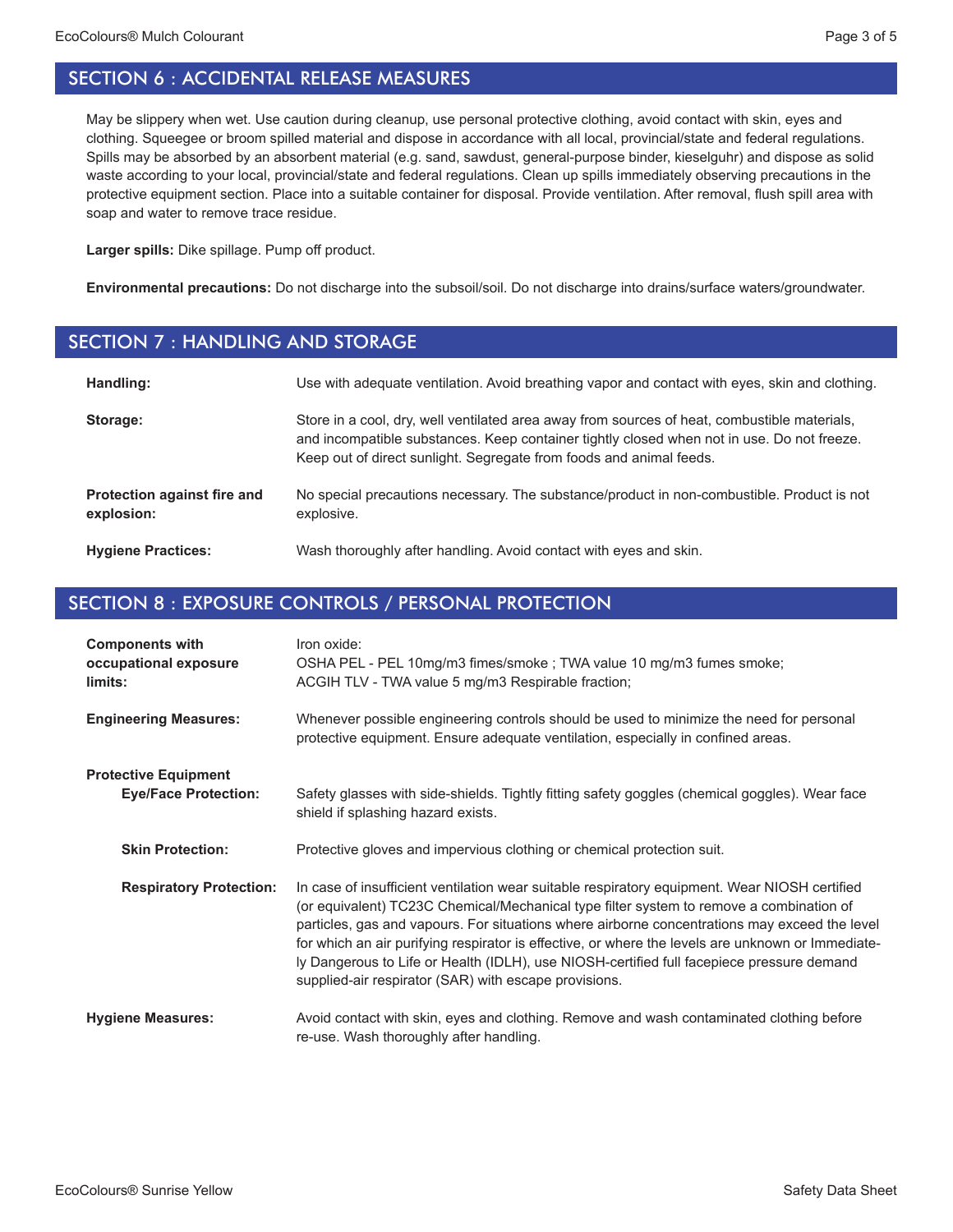## SECTION 6 : ACCIDENTAL RELEASE MEASURES

May be slippery when wet. Use caution during cleanup, use personal protective clothing, avoid contact with skin, eyes and clothing. Squeegee or broom spilled material and dispose in accordance with all local, provincial/state and federal regulations. Spills may be absorbed by an absorbent material (e.g. sand, sawdust, general-purpose binder, kieselguhr) and dispose as solid waste according to your local, provincial/state and federal regulations. Clean up spills immediately observing precautions in the protective equipment section. Place into a suitable container for disposal. Provide ventilation. After removal, flush spill area with soap and water to remove trace residue.

**Larger spills:** Dike spillage. Pump off product.

**Environmental precautions:** Do not discharge into the subsoil/soil. Do not discharge into drains/surface waters/groundwater.

## SECTION 7 : HANDLING AND STORAGE

**Handling:** Use with adequate ventilation. Avoid breathing vapor and contact with eyes, skin and clothing.

**Storage:** Store in a cool, dry, well ventilated area away from sources of heat, combustible materials, and incompatible substances. Keep container tightly closed when not in use. Do not freeze. Keep out of direct sunlight. Segregate from foods and animal feeds.

**Protection against fire and explosion:** No special precautions necessary. The substance/product in non-combustible. Product is not explosive.

**Hygiene Practices:** Wash thoroughly after handling. Avoid contact with eyes and skin.

## SECTION 8 : EXPOSURE CONTROLS / PERSONAL PROTECTION

**Components with occupational exposure limits:** Iron oxide:
OSHA PEL - PEL 10mg/m3 fimes/smoke ; TWA value 10 mg/m3 fumes smoke;
ACGIH TLV - TWA value 5 mg/m3 Respirable fraction;

**Engineering Measures:** Whenever possible engineering controls should be used to minimize the need for personal protective equipment. Ensure adequate ventilation, especially in confined areas.

**Protective Equipment**

**Eye/Face Protection:** Safety glasses with side-shields. Tightly fitting safety goggles (chemical goggles). Wear face shield if splashing hazard exists.

**Skin Protection:** Protective gloves and impervious clothing or chemical protection suit.

**Respiratory Protection:** In case of insufficient ventilation wear suitable respiratory equipment. Wear NIOSH certified (or equivalent) TC23C Chemical/Mechanical type filter system to remove a combination of particles, gas and vapours. For situations where airborne concentrations may exceed the level for which an air purifying respirator is effective, or where the levels are unknown or Immediately Dangerous to Life or Health (IDLH), use NIOSH-certified full facepiece pressure demand supplied-air respirator (SAR) with escape provisions.

**Hygiene Measures:** Avoid contact with skin, eyes and clothing. Remove and wash contaminated clothing before re-use. Wash thoroughly after handling.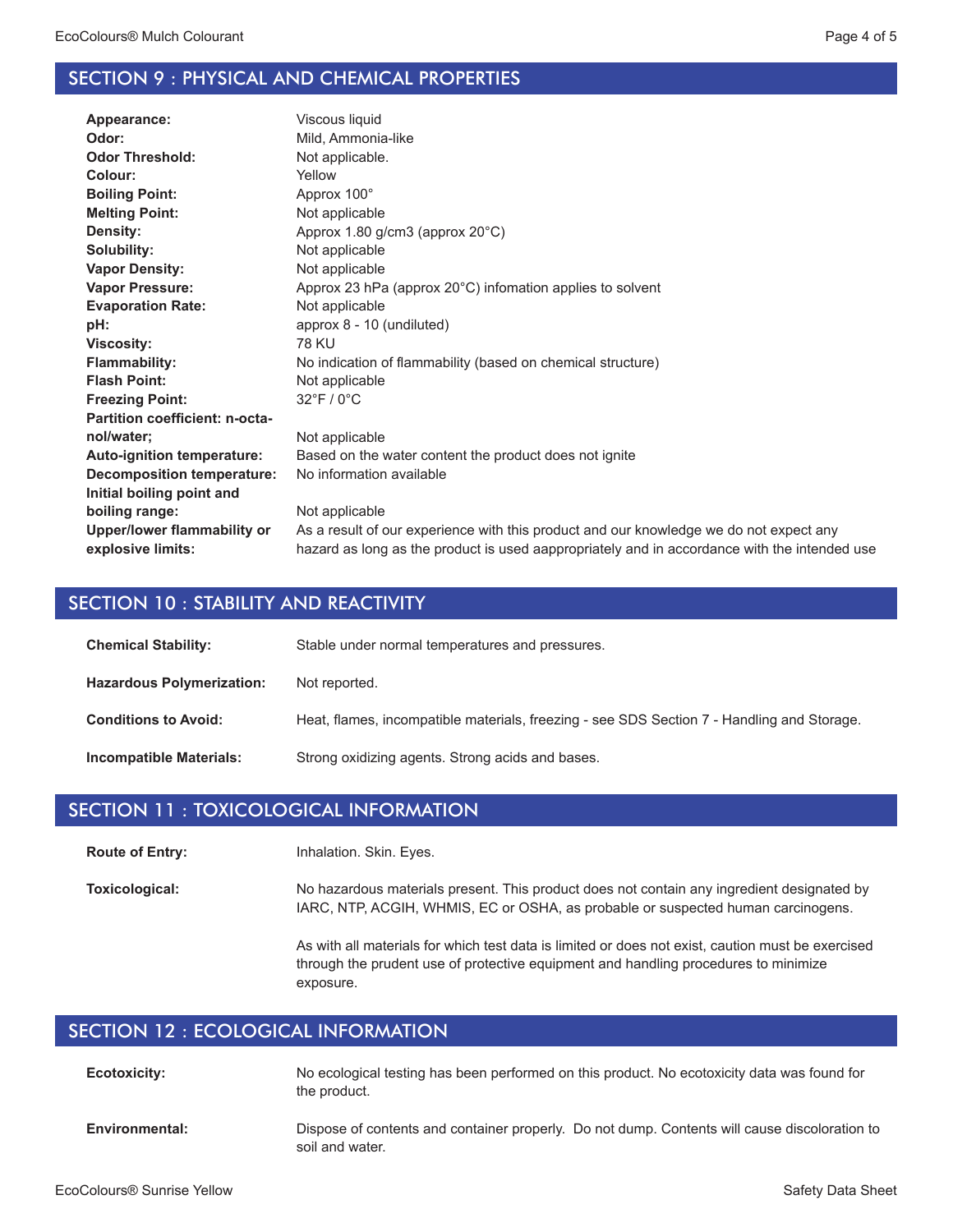## SECTION 9 : PHYSICAL AND CHEMICAL PROPERTIES

| | |
|---|---|
| **Appearance:** | Viscous liquid |
| **Odor:** | Mild, Ammonia-like |
| **Odor Threshold:** | Not applicable. |
| **Colour:** | Yellow |
| **Boiling Point:** | Approx 100° |
| **Melting Point:** | Not applicable |
| **Density:** | Approx 1.80 g/cm3 (approx 20°C) |
| **Solubility:** | Not applicable |
| **Vapor Density:** | Not applicable |
| **Vapor Pressure:** | Approx 23 hPa (approx 20°C) infomation applies to solvent |
| **Evaporation Rate:** | Not applicable |
| **pH:** | approx 8 - 10 (undiluted) |
| **Viscosity:** | 78 KU |
| **Flammability:** | No indication of flammability (based on chemical structure) |
| **Flash Point:** | Not applicable |
| **Freezing Point:** | 32°F / 0°C |
| **Partition coefficient: n-octanol/water;** | Not applicable |
| **Auto-ignition temperature:** | Based on the water content the product does not ignite |
| **Decomposition temperature:** | No information available |
| **Initial boiling point and boiling range:** | Not applicable |
| **Upper/lower flammability or explosive limits:** | As a result of our experience with this product and our knowledge we do not expect any hazard as long as the product is used aappropriately and in accordance with the intended use |

## SECTION 10 : STABILITY AND REACTIVITY

| | |
|---|---|
| **Chemical Stability:** | Stable under normal temperatures and pressures. |
| **Hazardous Polymerization:** | Not reported. |
| **Conditions to Avoid:** | Heat, flames, incompatible materials, freezing - see SDS Section 7 - Handling and Storage. |
| **Incompatible Materials:** | Strong oxidizing agents. Strong acids and bases. |

## SECTION 11 : TOXICOLOGICAL INFORMATION

**Route of Entry:** Inhalation. Skin. Eyes.

**Toxicological:** No hazardous materials present. This product does not contain any ingredient designated by IARC, NTP, ACGIH, WHMIS, EC or OSHA, as probable or suspected human carcinogens.

As with all materials for which test data is limited or does not exist, caution must be exercised through the prudent use of protective equipment and handling procedures to minimize exposure.

## SECTION 12 : ECOLOGICAL INFORMATION

**Ecotoxicity:** No ecological testing has been performed on this product. No ecotoxicity data was found for the product.

**Environmental:** Dispose of contents and container properly. Do not dump. Contents will cause discoloration to soil and water.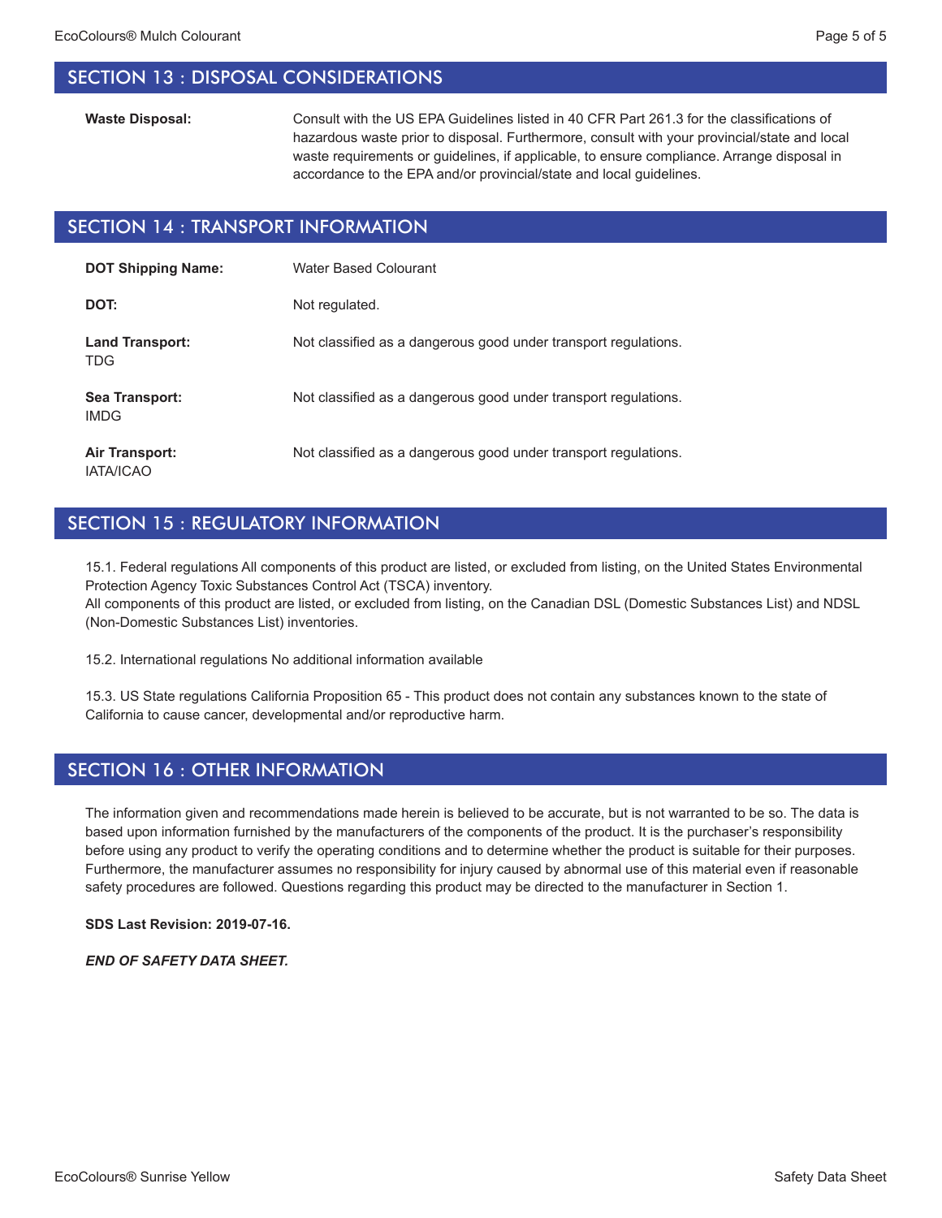## SECTION 13 : DISPOSAL CONSIDERATIONS

| | |
|---|---|
| **Waste Disposal:** | Consult with the US EPA Guidelines listed in 40 CFR Part 261.3 for the classifications of hazardous waste prior to disposal. Furthermore, consult with your provincial/state and local waste requirements or guidelines, if applicable, to ensure compliance. Arrange disposal in accordance to the EPA and/or provincial/state and local guidelines. |

## SECTION 14 : TRANSPORT INFORMATION

| | |
|---|---|
| **DOT Shipping Name:** | Water Based Colourant |
| **DOT:** | Not regulated. |
| **Land Transport:** TDG | Not classified as a dangerous good under transport regulations. |
| **Sea Transport:** IMDG | Not classified as a dangerous good under transport regulations. |
| **Air Transport:** IATA/ICAO | Not classified as a dangerous good under transport regulations. |

## SECTION 15 : REGULATORY INFORMATION

15.1. Federal regulations All components of this product are listed, or excluded from listing, on the United States Environmental Protection Agency Toxic Substances Control Act (TSCA) inventory.
All components of this product are listed, or excluded from listing, on the Canadian DSL (Domestic Substances List) and NDSL (Non-Domestic Substances List) inventories.

15.2. International regulations No additional information available

15.3. US State regulations California Proposition 65 - This product does not contain any substances known to the state of California to cause cancer, developmental and/or reproductive harm.

## SECTION 16 : OTHER INFORMATION

The information given and recommendations made herein is believed to be accurate, but is not warranted to be so. The data is based upon information furnished by the manufacturers of the components of the product. It is the purchaser's responsibility before using any product to verify the operating conditions and to determine whether the product is suitable for their purposes. Furthermore, the manufacturer assumes no responsibility for injury caused by abnormal use of this material even if reasonable safety procedures are followed. Questions regarding this product may be directed to the manufacturer in Section 1.

**SDS Last Revision: 2019-07-16.**

***END OF SAFETY DATA SHEET.***